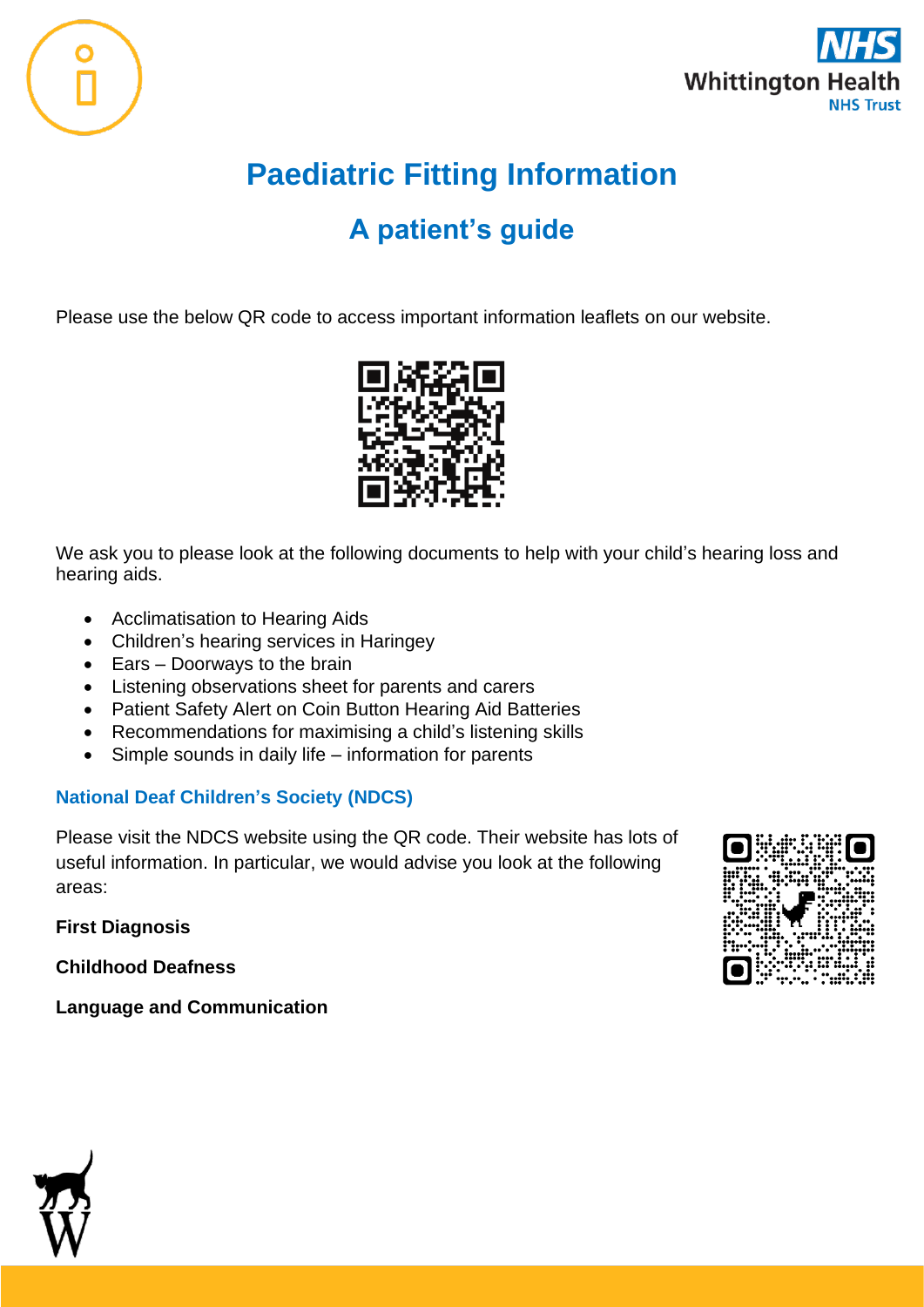# Paediatric Fitting Information

## A patient's guide

Please use the below QR code to access important information leaflets on our website.

We ask you to please look at the following documents to help with your child's hearing loss and hearing aids.

- Acclimatisation to Hearing Aids
- Children's hearing services in Haringey
- Ears – Doorways to the brain
- Listening observations sheet for parents and carers
- Patient Safety Alert on Coin Button Hearing Aid Batteries
- Recommendations for maximising a child's listening skills
- Simple sounds in daily life – information for parents

### National Deaf Children's Society (NDCS)

Please visit the NDCS website using the QR code. Their website has lots of useful information. In particular, we would advise you look at the following areas:

**First Diagnosis**

**Childhood Deafness**

**Language and Communication**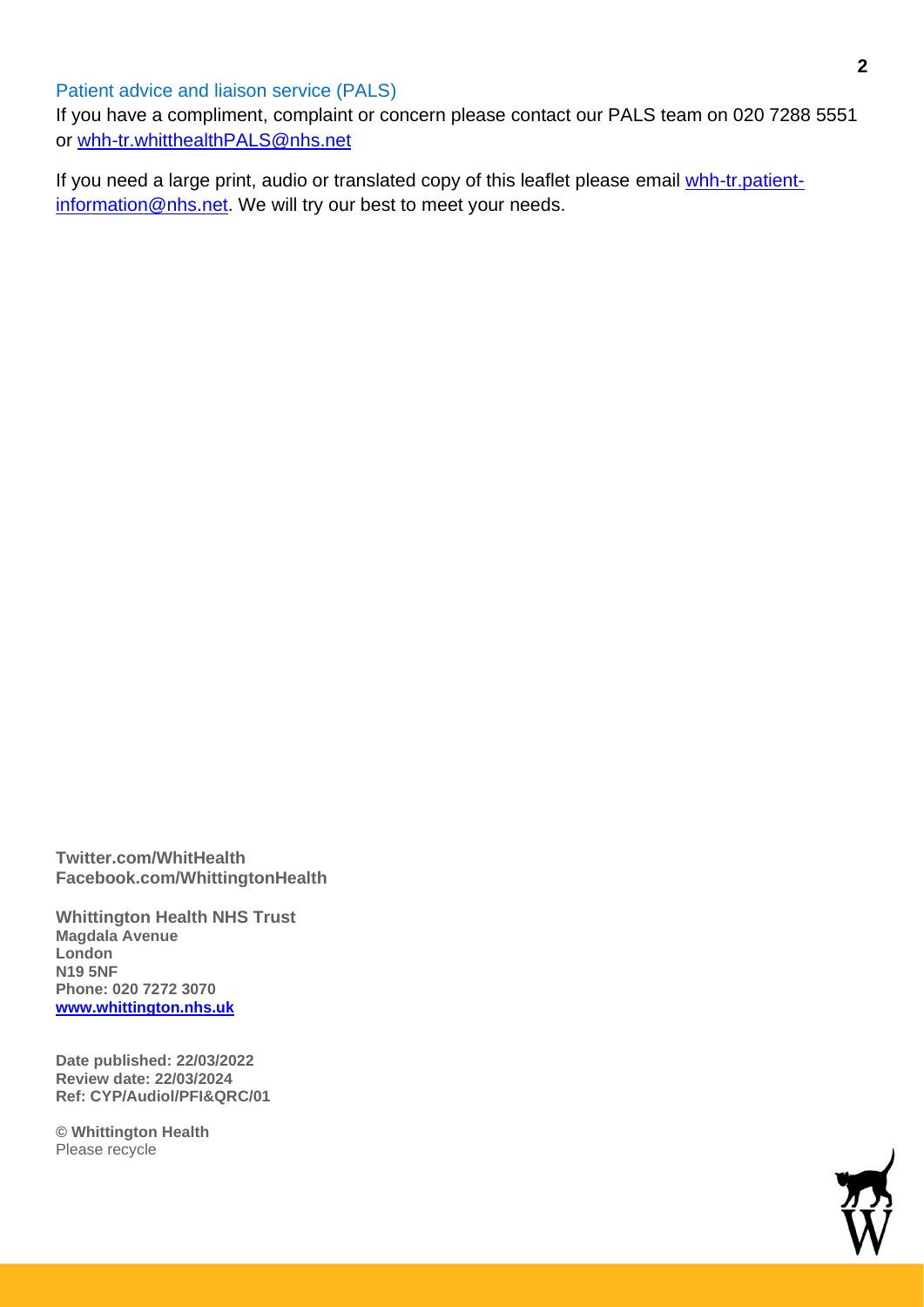## Patient advice and liaison service (PALS)

If you have a compliment, complaint or concern please contact our PALS team on 020 7288 5551 or whh-tr.whitthealthPALS@nhs.net

If you need a large print, audio or translated copy of this leaflet please email whh-tr.patient-information@nhs.net. We will try our best to meet your needs.

**Twitter.com/WhitHealth**
**Facebook.com/WhittingtonHealth**

**Whittington Health NHS Trust**
**Magdala Avenue**
**London**
**N19 5NF**
**Phone: 020 7272 3070**
**www.whittington.nhs.uk**

**Date published: 22/03/2022**
**Review date: 22/03/2024**
**Ref: CYP/Audiol/PFI&QRC/01**

**© Whittington Health**
Please recycle